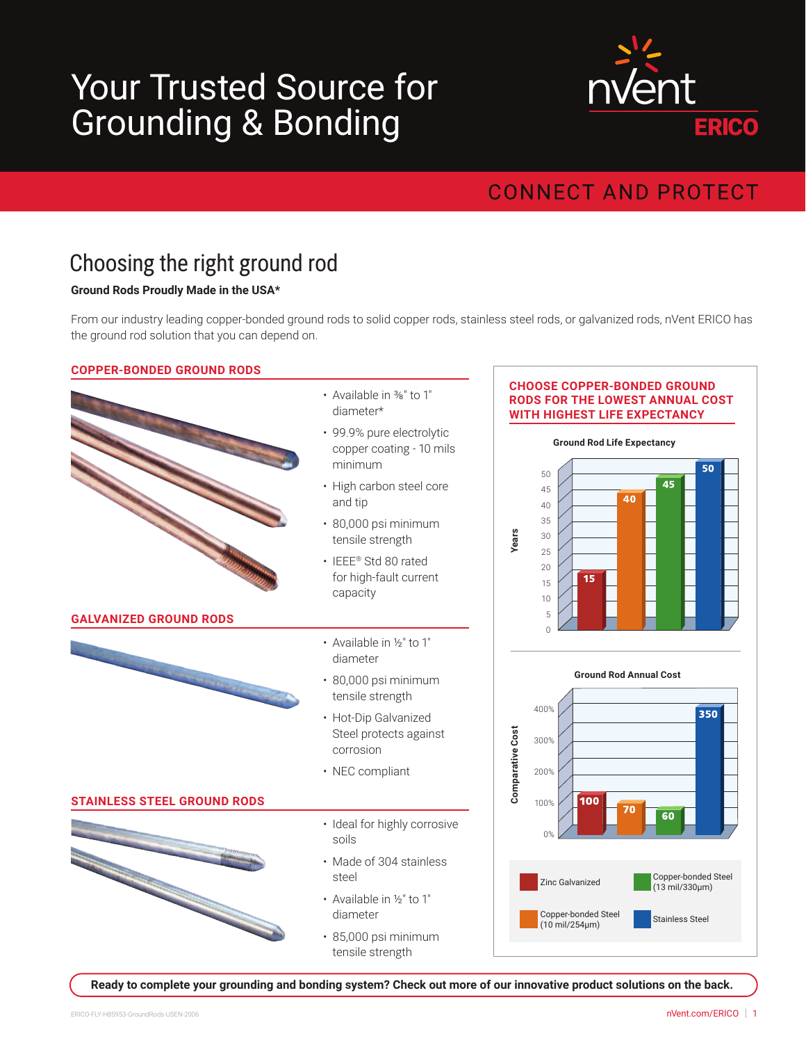# Your Trusted Source for Grounding & Bonding

nVent ERICO

CONNECT AND PROTECT

## Choosing the right ground rod

**Ground Rods Proudly Made in the USA***

From our industry leading copper-bonded ground rods to solid copper rods, stainless steel rods, or galvanized rods, nVent ERICO has the ground rod solution that you can depend on.

### COPPER-BONDED GROUND RODS

- Available in ⅜" to 1" diameter*
- 99.9% pure electrolytic copper coating - 10 mils minimum
- High carbon steel core and tip
- 80,000 psi minimum tensile strength
- IEEE® Std 80 rated for high-fault current capacity

### GALVANIZED GROUND RODS

- Available in ½" to 1" diameter
- 80,000 psi minimum tensile strength
- Hot-Dip Galvanized Steel protects against corrosion
- NEC compliant

### STAINLESS STEEL GROUND RODS

- Ideal for highly corrosive soils
- Made of 304 stainless steel
- Available in ½" to 1" diameter
- 85,000 psi minimum tensile strength

### CHOOSE COPPER-BONDED GROUND RODS FOR THE LOWEST ANNUAL COST WITH HIGHEST LIFE EXPECTANCY

**Ground Rod Life Expectancy**

| Rod Type | Years |
|---|---|
| Zinc Galvanized | 15 |
| Copper-bonded Steel (10 mil/254µm) | 40 |
| Copper-bonded Steel (13 mil/330µm) | 45 |
| Stainless Steel | 50 |

**Ground Rod Annual Cost**

| Rod Type | Comparative Cost (%) |
|---|---|
| Zinc Galvanized | 100 |
| Copper-bonded Steel (10 mil/254µm) | 70 |
| Copper-bonded Steel (13 mil/330µm) | 60 |
| Stainless Steel | 350 |

**Ready to complete your grounding and bonding system? Check out more of our innovative product solutions on the back.**

ERICO-FLY-H85953-GroundRods-USEN-2006

nVent.com/ERICO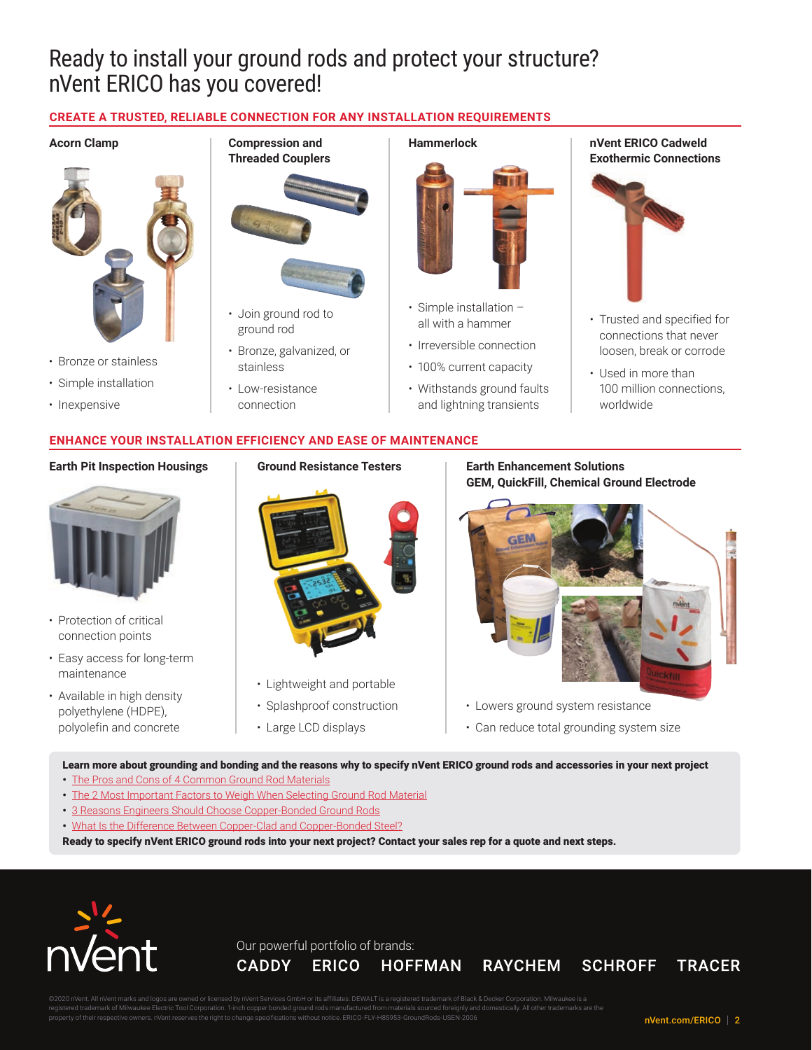# Ready to install your ground rods and protect your structure? nVent ERICO has you covered!

## CREATE A TRUSTED, RELIABLE CONNECTION FOR ANY INSTALLATION REQUIREMENTS

### Acorn Clamp

- Bronze or stainless
- Simple installation
- Inexpensive

### Compression and Threaded Couplers

- Join ground rod to ground rod
- Bronze, galvanized, or stainless
- Low-resistance connection

### Hammerlock

- Simple installation – all with a hammer
- Irreversible connection
- 100% current capacity
- Withstands ground faults and lightning transients

### nVent ERICO Cadweld Exothermic Connections

- Trusted and specified for connections that never loosen, break or corrode
- Used in more than 100 million connections, worldwide

## ENHANCE YOUR INSTALLATION EFFICIENCY AND EASE OF MAINTENANCE

### Earth Pit Inspection Housings

- Protection of critical connection points
- Easy access for long-term maintenance
- Available in high density polyethylene (HDPE), polyolefin and concrete

### Ground Resistance Testers

- Lightweight and portable
- Splashproof construction
- Large LCD displays

### Earth Enhancement Solutions GEM, QuickFill, Chemical Ground Electrode

- Lowers ground system resistance
- Can reduce total grounding system size

**Learn more about grounding and bonding and the reasons why to specify nVent ERICO ground rods and accessories in your next project**

- The Pros and Cons of 4 Common Ground Rod Materials
- The 2 Most Important Factors to Weigh When Selecting Ground Rod Material
- 3 Reasons Engineers Should Choose Copper-Bonded Ground Rods
- What Is the Difference Between Copper-Clad and Copper-Bonded Steel?

**Ready to specify nVent ERICO ground rods into your next project? Contact your sales rep for a quote and next steps.**

nVent

Our powerful portfolio of brands:

CADDY ERICO HOFFMAN RAYCHEM SCHROFF TRACER

©2020 nVent. All nVent marks and logos are owned or licensed by nVent Services GmbH or its affiliates. DEWALT is a registered trademark of Black & Decker Corporation. Milwaukee is a registered trademark of Milwaukee Electric Tool Corporation. 1-inch copper bonded ground rods manufactured from materials sourced foreignly and domestically. All other trademarks are the property of their respective owners. nVent reserves the right to change specifications without notice. ERICO-FLY-H85953-GroundRods-USEN-2006

nVent.com/ERICO